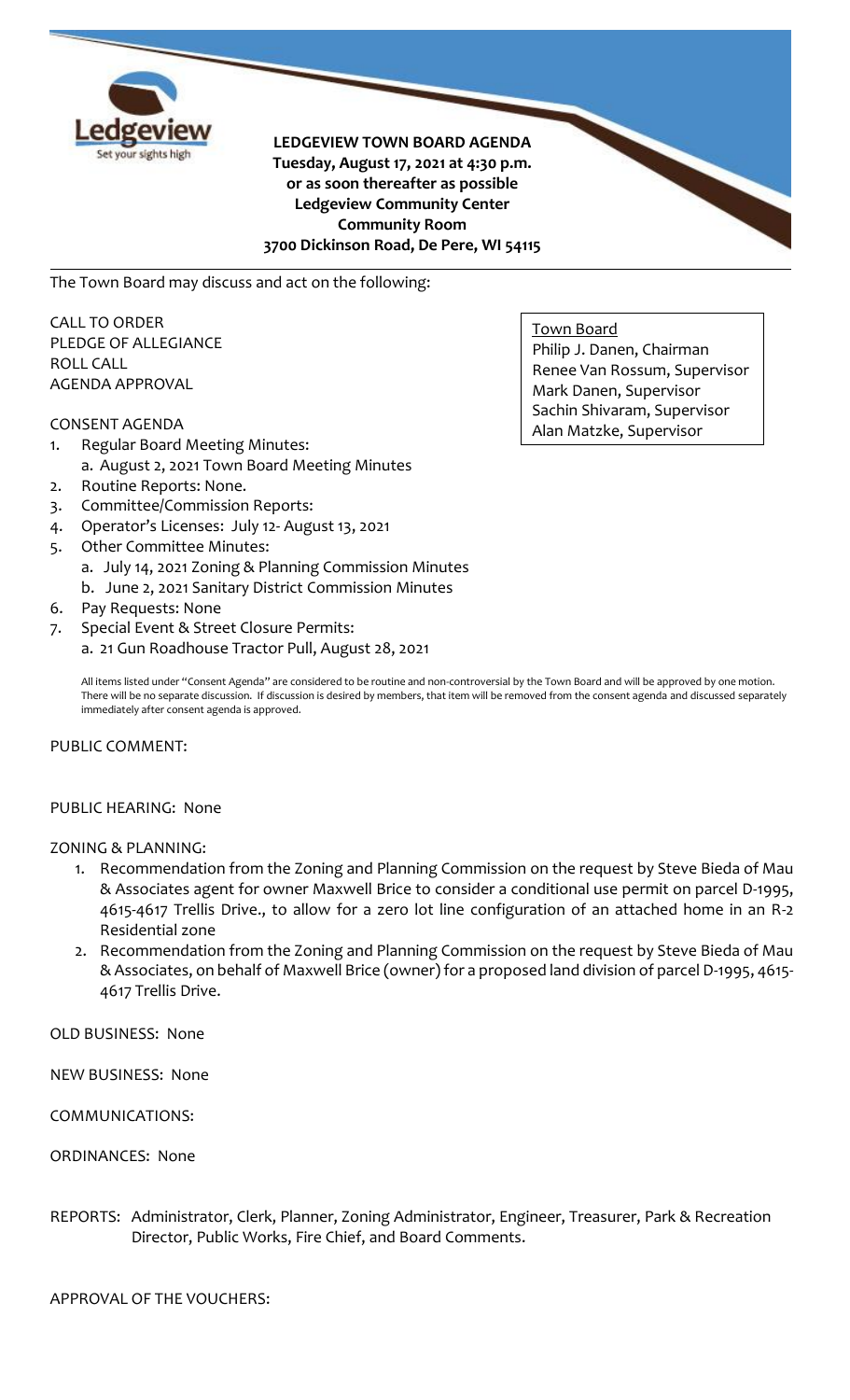**LEDGEVIEW TOWN BOARD AGENDA**
**Tuesday, August 17, 2021 at 4:30 p.m.**
**or as soon thereafter as possible**
**Ledgeview Community Center**
**Community Room**
**3700 Dickinson Road, De Pere, WI 54115**

The Town Board may discuss and act on the following:

<u>Town Board</u>
Philip J. Danen, Chairman
Renee Van Rossum, Supervisor
Mark Danen, Supervisor
Sachin Shivaram, Supervisor
Alan Matzke, Supervisor

CALL TO ORDER
PLEDGE OF ALLEGIANCE
ROLL CALL
AGENDA APPROVAL

CONSENT AGENDA

1. Regular Board Meeting Minutes:
   a. August 2, 2021 Town Board Meeting Minutes
2. Routine Reports: None.
3. Committee/Commission Reports:
4. Operator's Licenses: July 12- August 13, 2021
5. Other Committee Minutes:
   a. July 14, 2021 Zoning & Planning Commission Minutes
   b. June 2, 2021 Sanitary District Commission Minutes
6. Pay Requests: None
7. Special Event & Street Closure Permits:
   a. 21 Gun Roadhouse Tractor Pull, August 28, 2021

All items listed under "Consent Agenda" are considered to be routine and non-controversial by the Town Board and will be approved by one motion. There will be no separate discussion. If discussion is desired by members, that item will be removed from the consent agenda and discussed separately immediately after consent agenda is approved.

PUBLIC COMMENT:

PUBLIC HEARING: None

ZONING & PLANNING:

1. Recommendation from the Zoning and Planning Commission on the request by Steve Bieda of Mau & Associates agent for owner Maxwell Brice to consider a conditional use permit on parcel D-1995, 4615-4617 Trellis Drive., to allow for a zero lot line configuration of an attached home in an R-2 Residential zone
2. Recommendation from the Zoning and Planning Commission on the request by Steve Bieda of Mau & Associates, on behalf of Maxwell Brice (owner) for a proposed land division of parcel D-1995, 4615-4617 Trellis Drive.

OLD BUSINESS: None

NEW BUSINESS: None

COMMUNICATIONS:

ORDINANCES: None

REPORTS: Administrator, Clerk, Planner, Zoning Administrator, Engineer, Treasurer, Park & Recreation Director, Public Works, Fire Chief, and Board Comments.

APPROVAL OF THE VOUCHERS: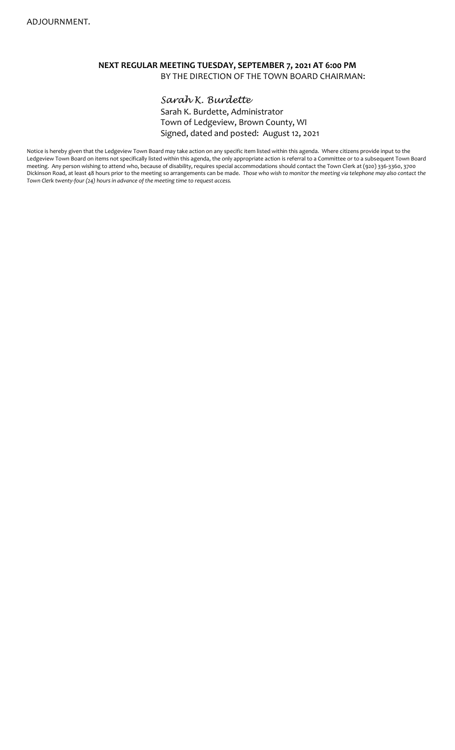ADJOURNMENT.

**NEXT REGULAR MEETING TUESDAY, SEPTEMBER 7, 2021 AT 6:00 PM**
BY THE DIRECTION OF THE TOWN BOARD CHAIRMAN:

*Sarah K. Burdette*
Sarah K. Burdette, Administrator
Town of Ledgeview, Brown County, WI
Signed, dated and posted: August 12, 2021

Notice is hereby given that the Ledgeview Town Board may take action on any specific item listed within this agenda. Where citizens provide input to the Ledgeview Town Board on items not specifically listed within this agenda, the only appropriate action is referral to a Committee or to a subsequent Town Board meeting. Any person wishing to attend who, because of disability, requires special accommodations should contact the Town Clerk at (920) 336-3360, 3700 Dickinson Road, at least 48 hours prior to the meeting so arrangements can be made. *Those who wish to monitor the meeting via telephone may also contact the Town Clerk twenty-four (24) hours in advance of the meeting time to request access.*